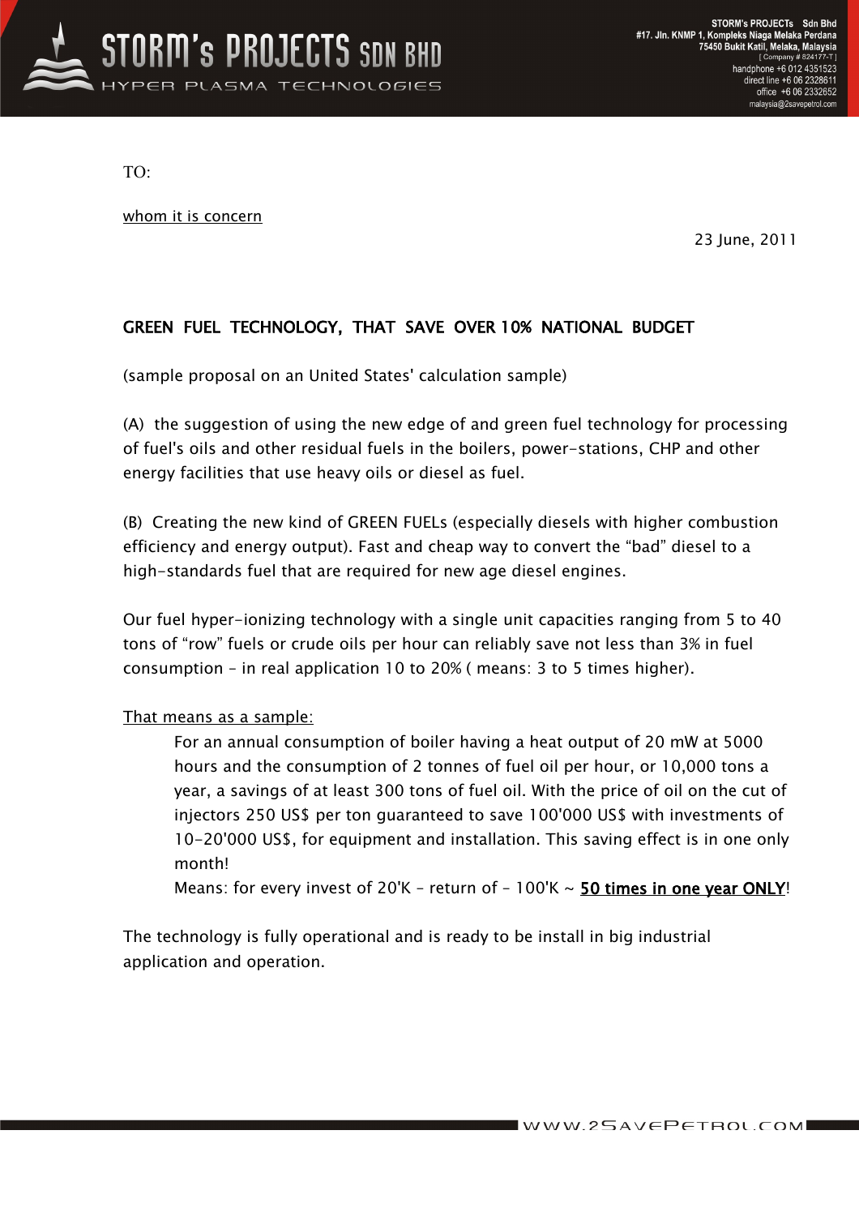# STORM's PROJECTS SDN BHD

HYPER PLASMA TECHNOLOGIES

STORM's PROJECTs Sdn Bhd
#17. Jln. KNMP 1, Kompleks Niaga Melaka Perdana
75450 Bukit Katil, Melaka, Malaysia
[ Company # 824177-T ]
handphone +6 012 4351523
direct line +6 06 2328611
office +6 06 2332652
malaysia@2savepetrol.com

TO:

whom it is concern

23 June, 2011

## GREEN FUEL TECHNOLOGY, THAT SAVE OVER 10% NATIONAL BUDGET

(sample proposal on an United States' calculation sample)

(A) the suggestion of using the new edge of and green fuel technology for processing of fuel's oils and other residual fuels in the boilers, power-stations, CHP and other energy facilities that use heavy oils or diesel as fuel.

(B) Creating the new kind of GREEN FUELs (especially diesels with higher combustion efficiency and energy output). Fast and cheap way to convert the "bad" diesel to a high-standards fuel that are required for new age diesel engines.

Our fuel hyper-ionizing technology with a single unit capacities ranging from 5 to 40 tons of "row" fuels or crude oils per hour can reliably save not less than 3% in fuel consumption – in real application 10 to 20% ( means: 3 to 5 times higher).

That means as a sample:

> For an annual consumption of boiler having a heat output of 20 mW at 5000 hours and the consumption of 2 tonnes of fuel oil per hour, or 10,000 tons a year, a savings of at least 300 tons of fuel oil. With the price of oil on the cut of injectors 250 US$ per ton guaranteed to save 100'000 US$ with investments of 10-20'000 US$, for equipment and installation. This saving effect is in one only month!
>
> Means: for every invest of 20'K – return of – 100'K ~ **50 times in one year ONLY**!

The technology is fully operational and is ready to be install in big industrial application and operation.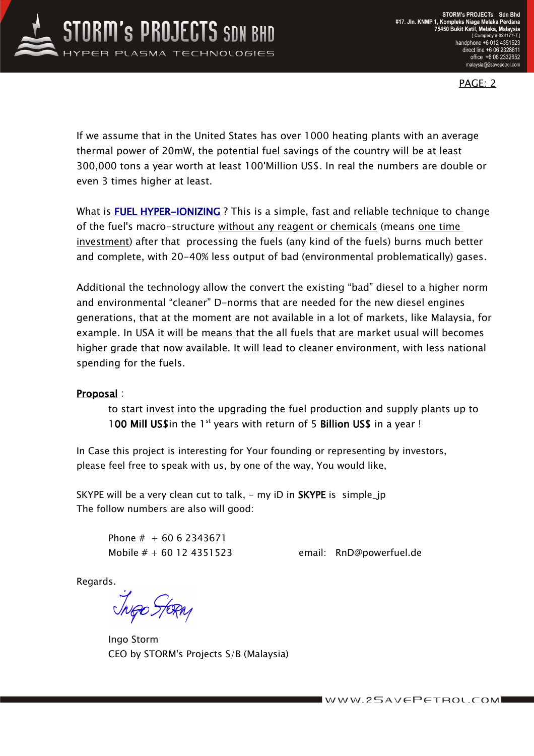If we assume that in the United States has over 1000 heating plants with an average thermal power of 20mW, the potential fuel savings of the country will be at least 300,000 tons a year worth at least 100'Million US$. In real the numbers are double or even 3 times higher at least.

What is **FUEL HYPER-IONIZING** ? This is a simple, fast and reliable technique to change of the fuel's macro-structure without any reagent or chemicals (means one time investment) after that processing the fuels (any kind of the fuels) burns much better and complete, with 20-40% less output of bad (environmental problematically) gases.

Additional the technology allow the convert the existing "bad" diesel to a higher norm and environmental "cleaner" D-norms that are needed for the new diesel engines generations, that at the moment are not available in a lot of markets, like Malaysia, for example. In USA it will be means that the all fuels that are market usual will becomes higher grade that now available. It will lead to cleaner environment, with less national spending for the fuels.

**Proposal** :

> to start invest into the upgrading the fuel production and supply plants up to 100 **Mill US$** in the 1st years with return of 5 **Billion US$** in a year !

In Case this project is interesting for Your founding or representing by investors, please feel free to speak with us, by one of the way, You would like,

SKYPE will be a very clean cut to talk, - my iD in **SKYPE** is simple_jp
The follow numbers are also will good:

> Phone # + 60 6 2343671
> Mobile # + 60 12 4351523 email: RnD@powerfuel.de

Regards.

Ingo Storm
CEO by STORM's Projects S/B (Malaysia)